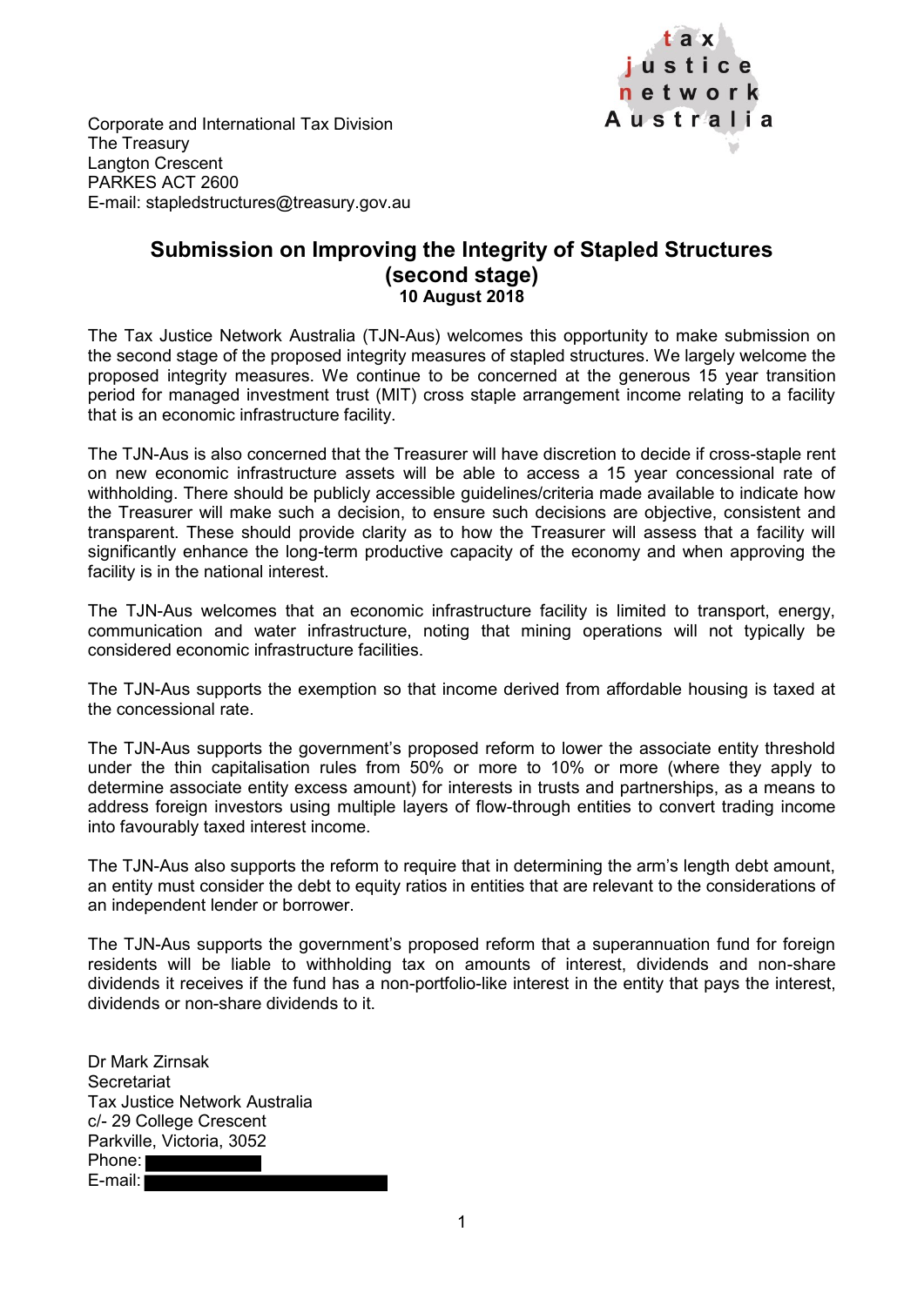tax justice network Australia

Corporate and International Tax Division
The Treasury
Langton Crescent
PARKES ACT 2600
E-mail: stapledstructures@treasury.gov.au

# Submission on Improving the Integrity of Stapled Structures (second stage)

**10 August 2018**

The Tax Justice Network Australia (TJN-Aus) welcomes this opportunity to make submission on the second stage of the proposed integrity measures of stapled structures. We largely welcome the proposed integrity measures. We continue to be concerned at the generous 15 year transition period for managed investment trust (MIT) cross staple arrangement income relating to a facility that is an economic infrastructure facility.

The TJN-Aus is also concerned that the Treasurer will have discretion to decide if cross-staple rent on new economic infrastructure assets will be able to access a 15 year concessional rate of withholding. There should be publicly accessible guidelines/criteria made available to indicate how the Treasurer will make such a decision, to ensure such decisions are objective, consistent and transparent. These should provide clarity as to how the Treasurer will assess that a facility will significantly enhance the long-term productive capacity of the economy and when approving the facility is in the national interest.

The TJN-Aus welcomes that an economic infrastructure facility is limited to transport, energy, communication and water infrastructure, noting that mining operations will not typically be considered economic infrastructure facilities.

The TJN-Aus supports the exemption so that income derived from affordable housing is taxed at the concessional rate.

The TJN-Aus supports the government's proposed reform to lower the associate entity threshold under the thin capitalisation rules from 50% or more to 10% or more (where they apply to determine associate entity excess amount) for interests in trusts and partnerships, as a means to address foreign investors using multiple layers of flow-through entities to convert trading income into favourably taxed interest income.

The TJN-Aus also supports the reform to require that in determining the arm's length debt amount, an entity must consider the debt to equity ratios in entities that are relevant to the considerations of an independent lender or borrower.

The TJN-Aus supports the government's proposed reform that a superannuation fund for foreign residents will be liable to withholding tax on amounts of interest, dividends and non-share dividends it receives if the fund has a non-portfolio-like interest in the entity that pays the interest, dividends or non-share dividends to it.

Dr Mark Zirnsak
Secretariat
Tax Justice Network Australia
c/- 29 College Crescent
Parkville, Victoria, 3052
Phone:
E-mail: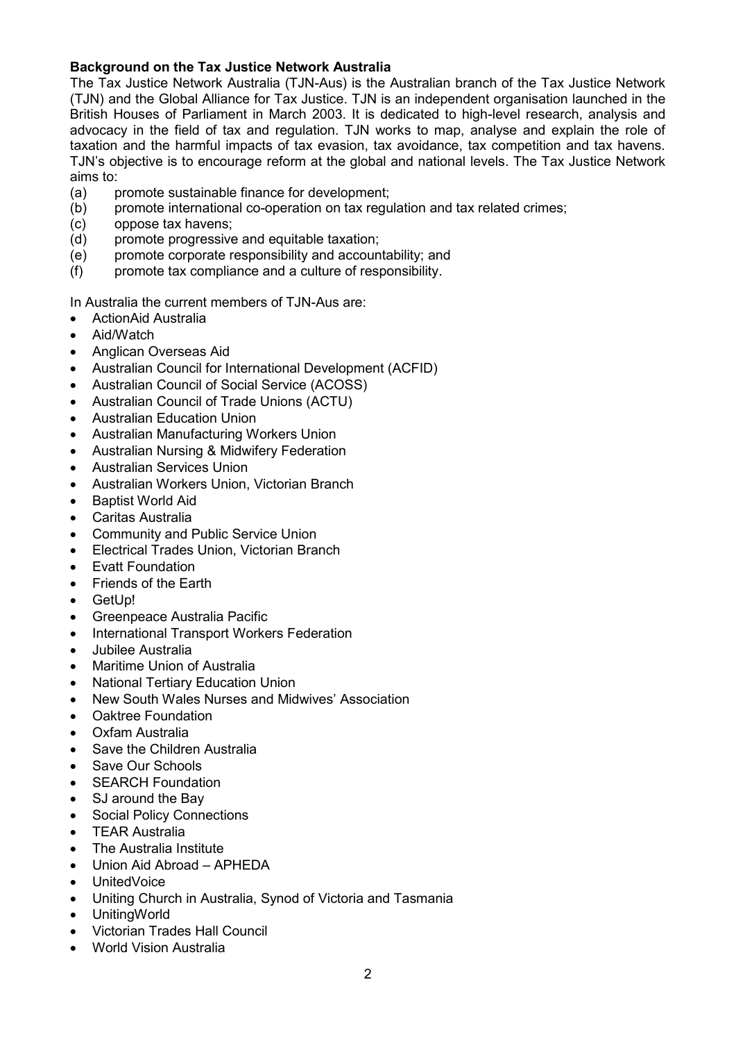**Background on the Tax Justice Network Australia**

The Tax Justice Network Australia (TJN-Aus) is the Australian branch of the Tax Justice Network (TJN) and the Global Alliance for Tax Justice. TJN is an independent organisation launched in the British Houses of Parliament in March 2003. It is dedicated to high-level research, analysis and advocacy in the field of tax and regulation. TJN works to map, analyse and explain the role of taxation and the harmful impacts of tax evasion, tax avoidance, tax competition and tax havens. TJN's objective is to encourage reform at the global and national levels. The Tax Justice Network aims to:

(a) promote sustainable finance for development;
(b) promote international co-operation on tax regulation and tax related crimes;
(c) oppose tax havens;
(d) promote progressive and equitable taxation;
(e) promote corporate responsibility and accountability; and
(f) promote tax compliance and a culture of responsibility.

In Australia the current members of TJN-Aus are:

- ActionAid Australia
- Aid/Watch
- Anglican Overseas Aid
- Australian Council for International Development (ACFID)
- Australian Council of Social Service (ACOSS)
- Australian Council of Trade Unions (ACTU)
- Australian Education Union
- Australian Manufacturing Workers Union
- Australian Nursing & Midwifery Federation
- Australian Services Union
- Australian Workers Union, Victorian Branch
- Baptist World Aid
- Caritas Australia
- Community and Public Service Union
- Electrical Trades Union, Victorian Branch
- Evatt Foundation
- Friends of the Earth
- GetUp!
- Greenpeace Australia Pacific
- International Transport Workers Federation
- Jubilee Australia
- Maritime Union of Australia
- National Tertiary Education Union
- New South Wales Nurses and Midwives' Association
- Oaktree Foundation
- Oxfam Australia
- Save the Children Australia
- Save Our Schools
- SEARCH Foundation
- SJ around the Bay
- Social Policy Connections
- TEAR Australia
- The Australia Institute
- Union Aid Abroad – APHEDA
- UnitedVoice
- Uniting Church in Australia, Synod of Victoria and Tasmania
- UnitingWorld
- Victorian Trades Hall Council
- World Vision Australia